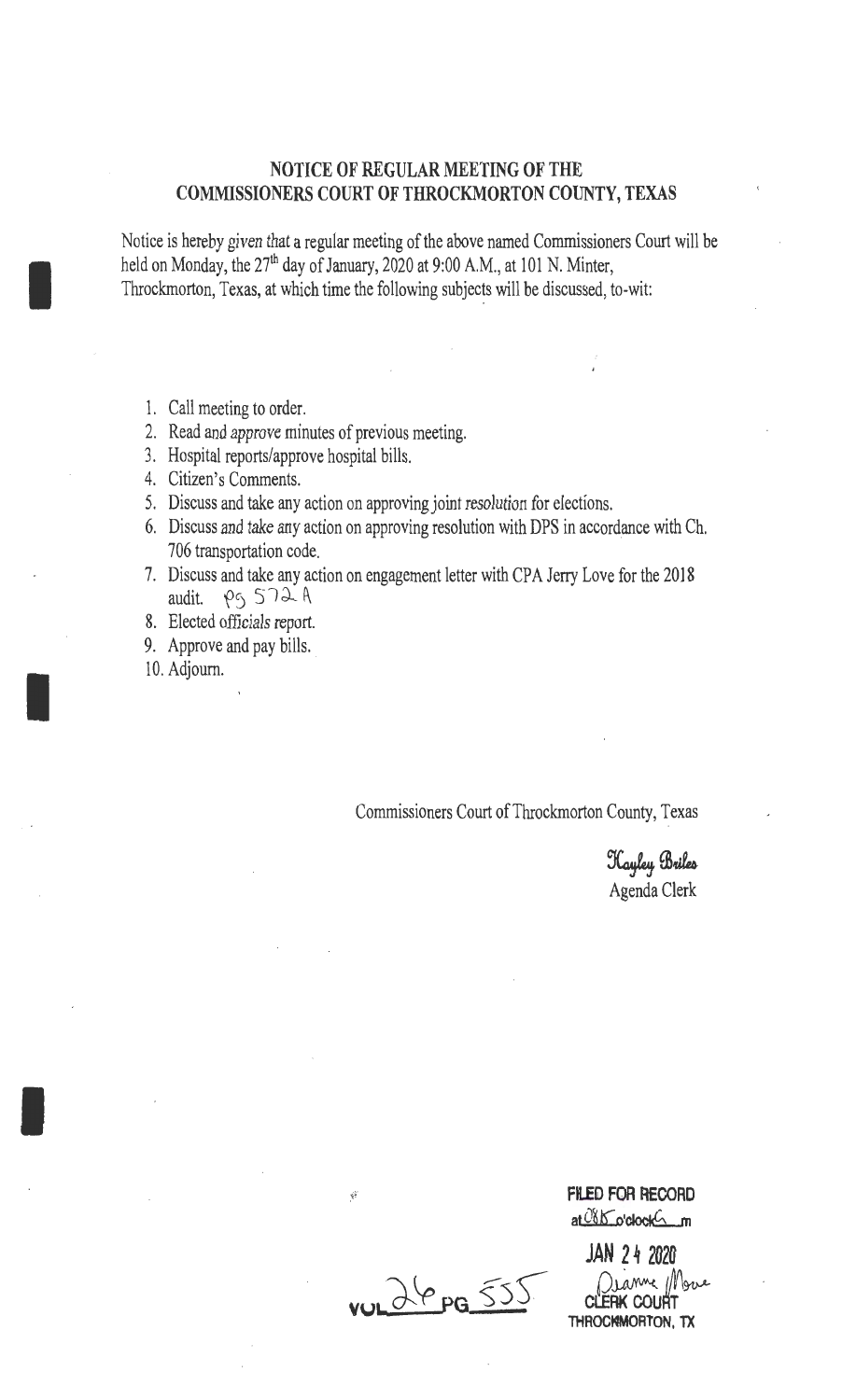## NOTICE OF REGULAR MEETING OF THE COMMISSIONERS COURT OF THROCKMORTON COUNTY, TEXAS

Notice is hereby given that a regular meeting of the above named Commissioners Court will be held on Monday, the 27th day of January, 2020 at 9:00 A.M., at 101 N. Minter, Throckmorton, Texas, at which time the following subjects will be discussed, to-wit:

1. Call meeting to order.
2. Read and approve minutes of previous meeting.
3. Hospital reports/approve hospital bills.
4. Citizen's Comments.
5. Discuss and take any action on approving joint resolution for elections.
6. Discuss and take any action on approving resolution with DPS in accordance with Ch. 706 transportation code.
7. Discuss and take any action on engagement letter with CPA Jerry Love for the 2018 audit. pg 572 A
8. Elected officials report.
9. Approve and pay bills.
10. Adjourn.

Commissioners Court of Throckmorton County, Texas

Kayley Briles
Agenda Clerk

FILED FOR RECORD
at 08:15 o'clock A m
JAN 24 2020
Dianne Moore
CLERK COURT
THROCKMORTON, TX

VOL 26 PG 555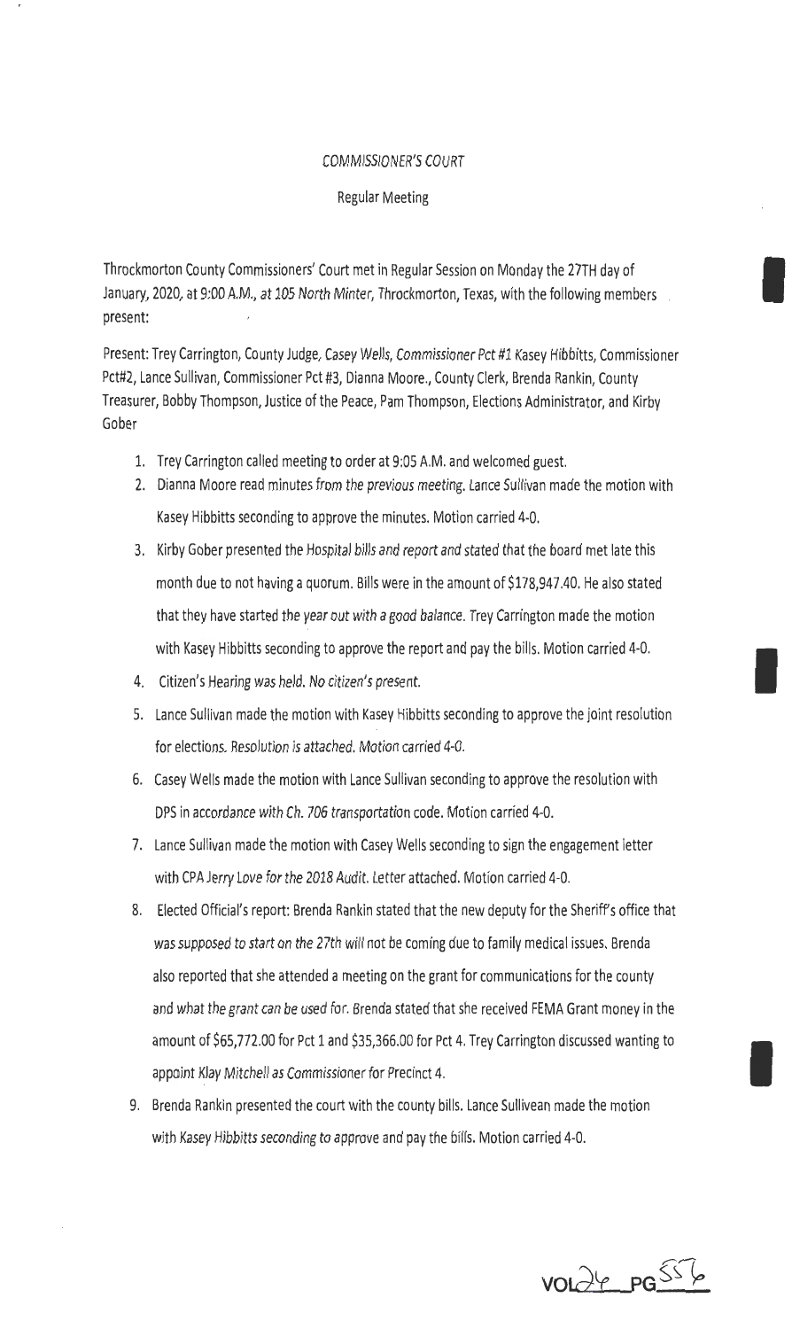COMMISSIONER'S COURT

Regular Meeting

Throckmorton County Commissioners' Court met in Regular Session on Monday the 27TH day of January, 2020, at 9:00 A.M., at 105 North Minter, Throckmorton, Texas, with the following members present:

Present: Trey Carrington, County Judge, Casey Wells, Commissioner Pct #1 Kasey Hibbitts, Commissioner Pct#2, Lance Sullivan, Commissioner Pct #3, Dianna Moore., County Clerk, Brenda Rankin, County Treasurer, Bobby Thompson, Justice of the Peace, Pam Thompson, Elections Administrator, and Kirby Gober

1. Trey Carrington called meeting to order at 9:05 A.M. and welcomed guest.
2. Dianna Moore read minutes from the previous meeting. Lance Sullivan made the motion with Kasey Hibbitts seconding to approve the minutes. Motion carried 4-0.
3. Kirby Gober presented the Hospital bills and report and stated that the board met late this month due to not having a quorum. Bills were in the amount of $178,947.40. He also stated that they have started the year out with a good balance. Trey Carrington made the motion with Kasey Hibbitts seconding to approve the report and pay the bills. Motion carried 4-0.
4. Citizen's Hearing was held. No citizen's present.
5. Lance Sullivan made the motion with Kasey Hibbitts seconding to approve the joint resolution for elections. Resolution is attached. Motion carried 4-0.
6. Casey Wells made the motion with Lance Sullivan seconding to approve the resolution with DPS in accordance with Ch. 706 transportation code. Motion carried 4-0.
7. Lance Sullivan made the motion with Casey Wells seconding to sign the engagement letter with CPA Jerry Love for the 2018 Audit. Letter attached. Motion carried 4-0.
8. Elected Official's report: Brenda Rankin stated that the new deputy for the Sheriff's office that was supposed to start on the 27th will not be coming due to family medical issues. Brenda also reported that she attended a meeting on the grant for communications for the county and what the grant can be used for. Brenda stated that she received FEMA Grant money in the amount of $65,772.00 for Pct 1 and $35,366.00 for Pct 4. Trey Carrington discussed wanting to appoint Klay Mitchell as Commissioner for Precinct 4.
9. Brenda Rankin presented the court with the county bills. Lance Sullivean made the motion with Kasey Hibbitts seconding to approve and pay the bills. Motion carried 4-0.

VOL 26 PG 556